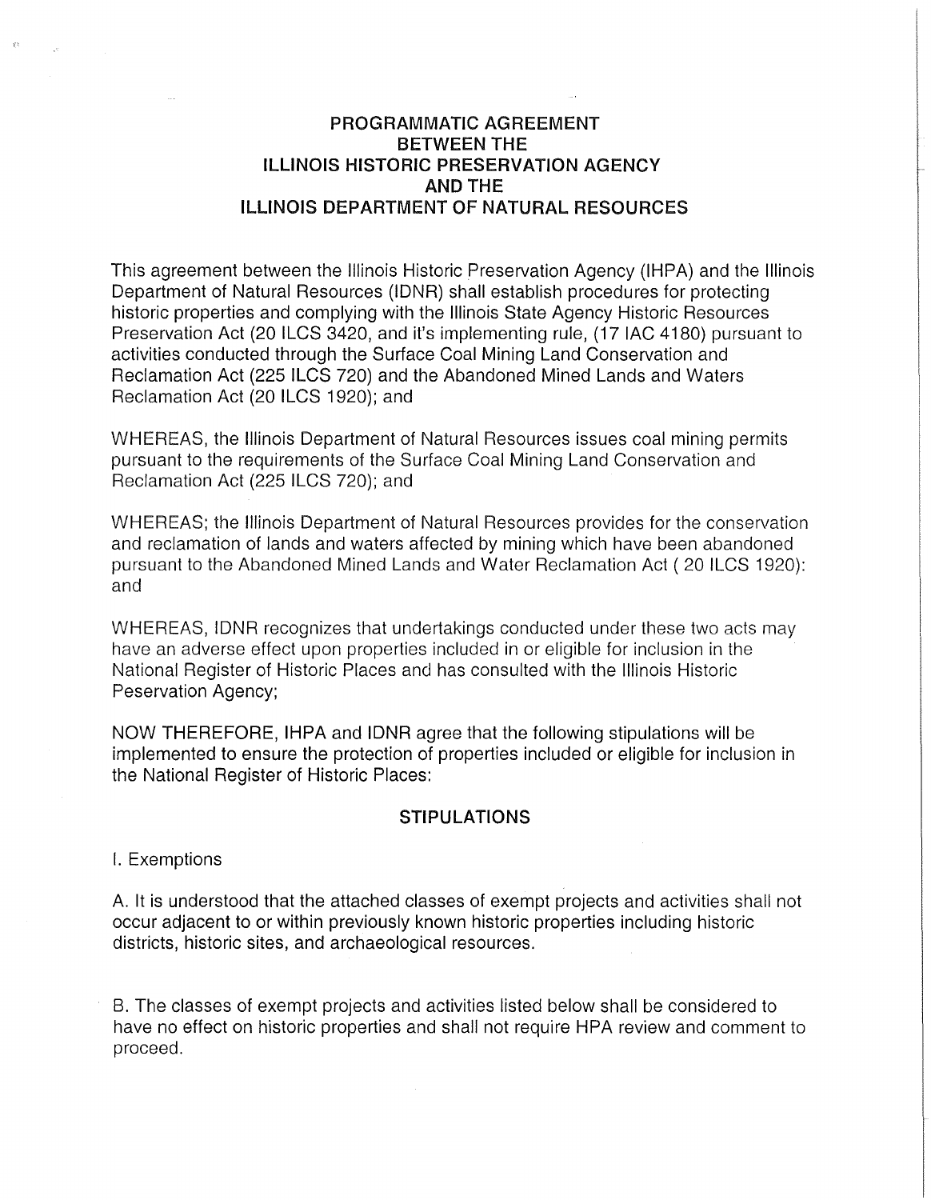# PROGRAMMATIC AGREEMENT
# BETWEEN THE
# ILLINOIS HISTORIC PRESERVATION AGENCY
# AND THE
# ILLINOIS DEPARTMENT OF NATURAL RESOURCES

This agreement between the Illinois Historic Preservation Agency (IHPA) and the Illinois Department of Natural Resources (IDNR) shall establish procedures for protecting historic properties and complying with the Illinois State Agency Historic Resources Preservation Act (20 ILCS 3420, and it's implementing rule, (17 IAC 4180) pursuant to activities conducted through the Surface Coal Mining Land Conservation and Reclamation Act (225 ILCS 720) and the Abandoned Mined Lands and Waters Reclamation Act (20 ILCS 1920); and

WHEREAS, the Illinois Department of Natural Resources issues coal mining permits pursuant to the requirements of the Surface Coal Mining Land Conservation and Reclamation Act (225 ILCS 720); and

WHEREAS; the Illinois Department of Natural Resources provides for the conservation and reclamation of lands and waters affected by mining which have been abandoned pursuant to the Abandoned Mined Lands and Water Reclamation Act ( 20 ILCS 1920): and

WHEREAS, IDNR recognizes that undertakings conducted under these two acts may have an adverse effect upon properties included in or eligible for inclusion in the National Register of Historic Places and has consulted with the Illinois Historic Peservation Agency;

NOW THEREFORE, IHPA and IDNR agree that the following stipulations will be implemented to ensure the protection of properties included or eligible for inclusion in the National Register of Historic Places:

## STIPULATIONS

I. Exemptions

A. It is understood that the attached classes of exempt projects and activities shall not occur adjacent to or within previously known historic properties including historic districts, historic sites, and archaeological resources.

B. The classes of exempt projects and activities listed below shall be considered to have no effect on historic properties and shall not require HPA review and comment to proceed.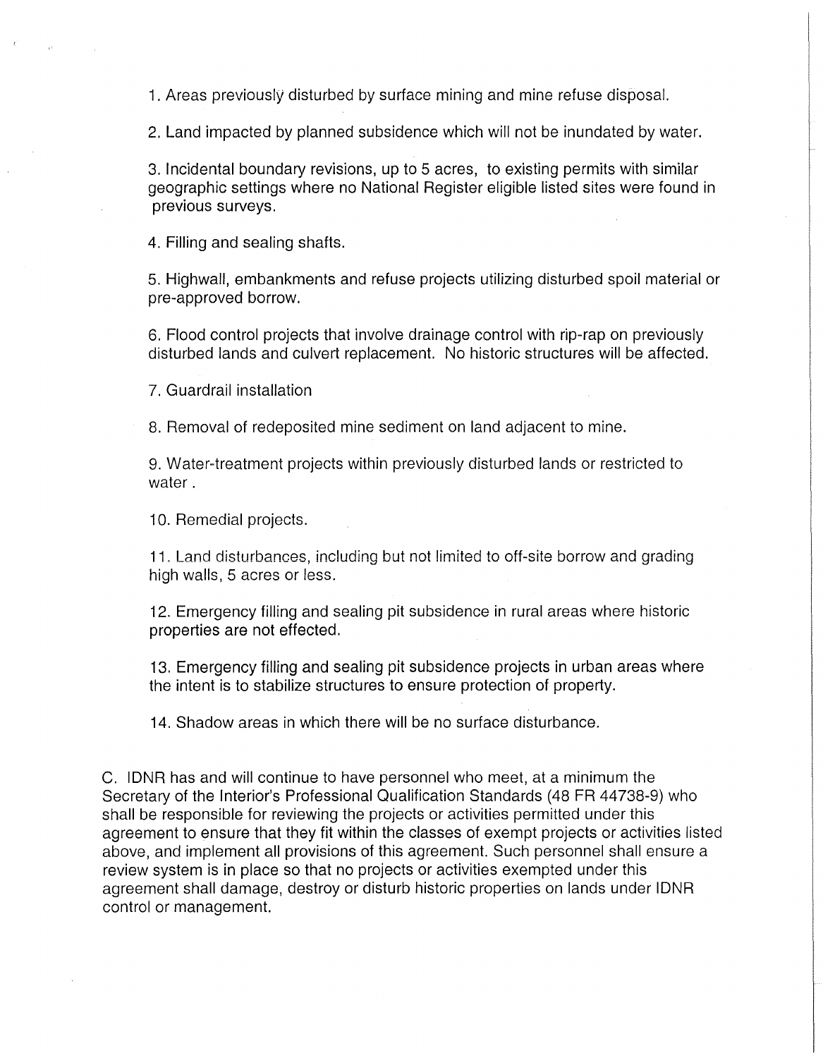1. Areas previously disturbed by surface mining and mine refuse disposal.

2. Land impacted by planned subsidence which will not be inundated by water.

3. Incidental boundary revisions, up to 5 acres, to existing permits with similar geographic settings where no National Register eligible listed sites were found in previous surveys.

4. Filling and sealing shafts.

5. Highwall, embankments and refuse projects utilizing disturbed spoil material or pre-approved borrow.

6. Flood control projects that involve drainage control with rip-rap on previously disturbed lands and culvert replacement. No historic structures will be affected.

7. Guardrail installation

8. Removal of redeposited mine sediment on land adjacent to mine.

9. Water-treatment projects within previously disturbed lands or restricted to water .

10. Remedial projects.

11. Land disturbances, including but not limited to off-site borrow and grading high walls, 5 acres or less.

12. Emergency filling and sealing pit subsidence in rural areas where historic properties are not effected.

13. Emergency filling and sealing pit subsidence projects in urban areas where the intent is to stabilize structures to ensure protection of property.

14. Shadow areas in which there will be no surface disturbance.

C. IDNR has and will continue to have personnel who meet, at a minimum the Secretary of the Interior's Professional Qualification Standards (48 FR 44738-9) who shall be responsible for reviewing the projects or activities permitted under this agreement to ensure that they fit within the classes of exempt projects or activities listed above, and implement all provisions of this agreement. Such personnel shall ensure a review system is in place so that no projects or activities exempted under this agreement shall damage, destroy or disturb historic properties on lands under IDNR control or management.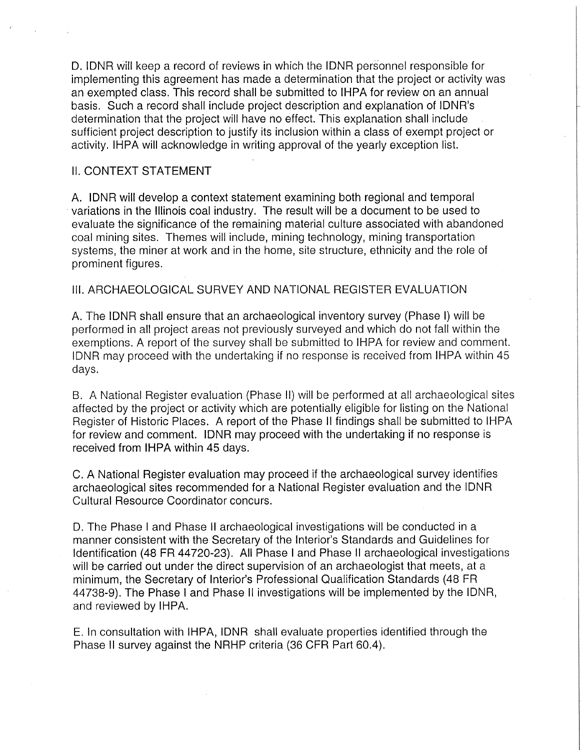D. IDNR will keep a record of reviews in which the IDNR personnel responsible for implementing this agreement has made a determination that the project or activity was an exempted class. This record shall be submitted to IHPA for review on an annual basis. Such a record shall include project description and explanation of IDNR's determination that the project will have no effect. This explanation shall include sufficient project description to justify its inclusion within a class of exempt project or activity. IHPA will acknowledge in writing approval of the yearly exception list.

## II. CONTEXT STATEMENT

A. IDNR will develop a context statement examining both regional and temporal variations in the Illinois coal industry. The result will be a document to be used to evaluate the significance of the remaining material culture associated with abandoned coal mining sites. Themes will include, mining technology, mining transportation systems, the miner at work and in the home, site structure, ethnicity and the role of prominent figures.

## III. ARCHAEOLOGICAL SURVEY AND NATIONAL REGISTER EVALUATION

A. The IDNR shall ensure that an archaeological inventory survey (Phase I) will be performed in all project areas not previously surveyed and which do not fall within the exemptions. A report of the survey shall be submitted to IHPA for review and comment. IDNR may proceed with the undertaking if no response is received from IHPA within 45 days.

B. A National Register evaluation (Phase II) will be performed at all archaeological sites affected by the project or activity which are potentially eligible for listing on the National Register of Historic Places. A report of the Phase II findings shall be submitted to IHPA for review and comment. IDNR may proceed with the undertaking if no response is received from IHPA within 45 days.

C. A National Register evaluation may proceed if the archaeological survey identifies archaeological sites recommended for a National Register evaluation and the IDNR Cultural Resource Coordinator concurs.

D. The Phase I and Phase II archaeological investigations will be conducted in a manner consistent with the Secretary of the Interior's Standards and Guidelines for Identification (48 FR 44720-23). All Phase I and Phase II archaeological investigations will be carried out under the direct supervision of an archaeologist that meets, at a minimum, the Secretary of Interior's Professional Qualification Standards (48 FR 44738-9). The Phase I and Phase II investigations will be implemented by the IDNR, and reviewed by IHPA.

E. In consultation with IHPA, IDNR shall evaluate properties identified through the Phase II survey against the NRHP criteria (36 CFR Part 60.4).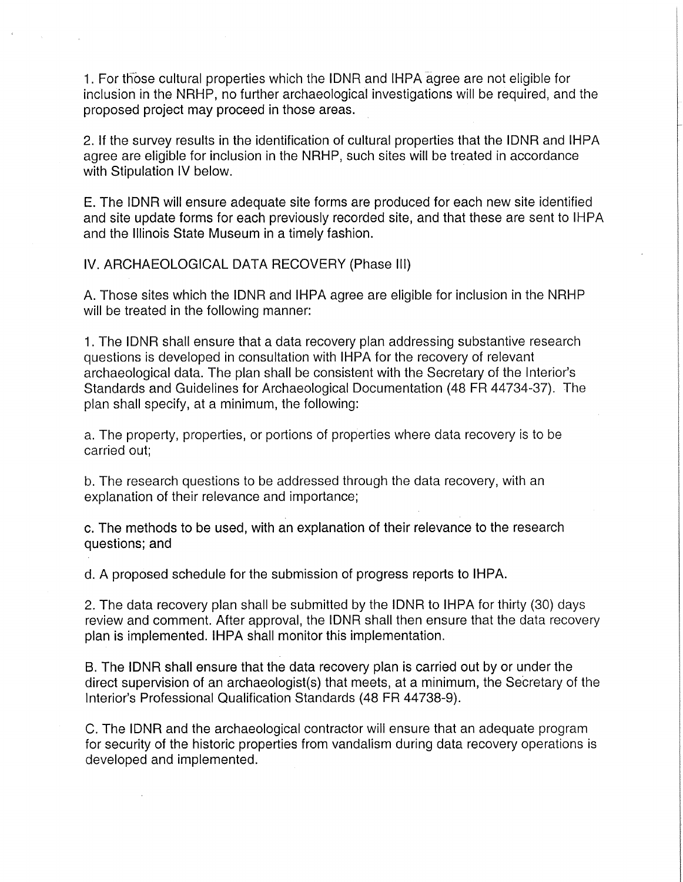1. For those cultural properties which the IDNR and IHPA agree are not eligible for inclusion in the NRHP, no further archaeological investigations will be required, and the proposed project may proceed in those areas.

2. If the survey results in the identification of cultural properties that the IDNR and IHPA agree are eligible for inclusion in the NRHP, such sites will be treated in accordance with Stipulation IV below.

E. The IDNR will ensure adequate site forms are produced for each new site identified and site update forms for each previously recorded site, and that these are sent to IHPA and the Illinois State Museum in a timely fashion.

IV. ARCHAEOLOGICAL DATA RECOVERY (Phase III)

A. Those sites which the IDNR and IHPA agree are eligible for inclusion in the NRHP will be treated in the following manner:

1. The IDNR shall ensure that a data recovery plan addressing substantive research questions is developed in consultation with IHPA for the recovery of relevant archaeological data. The plan shall be consistent with the Secretary of the Interior's Standards and Guidelines for Archaeological Documentation (48 FR 44734-37). The plan shall specify, at a minimum, the following:

a. The property, properties, or portions of properties where data recovery is to be carried out;

b. The research questions to be addressed through the data recovery, with an explanation of their relevance and importance;

c. The methods to be used, with an explanation of their relevance to the research questions; and

d. A proposed schedule for the submission of progress reports to IHPA.

2. The data recovery plan shall be submitted by the IDNR to IHPA for thirty (30) days review and comment. After approval, the IDNR shall then ensure that the data recovery plan is implemented. IHPA shall monitor this implementation.

B. The IDNR shall ensure that the data recovery plan is carried out by or under the direct supervision of an archaeologist(s) that meets, at a minimum, the Secretary of the Interior's Professional Qualification Standards (48 FR 44738-9).

C. The IDNR and the archaeological contractor will ensure that an adequate program for security of the historic properties from vandalism during data recovery operations is developed and implemented.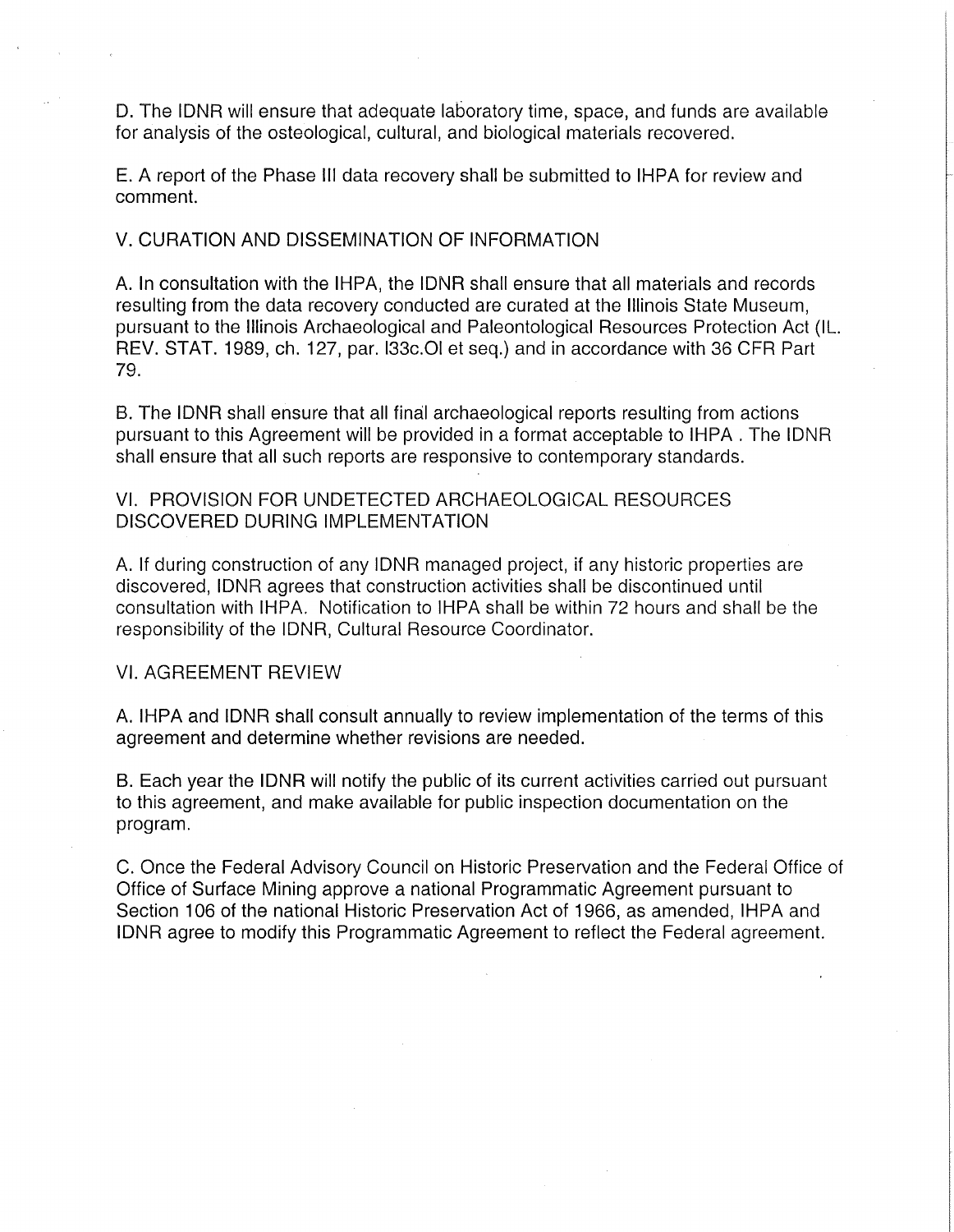D. The IDNR will ensure that adequate laboratory time, space, and funds are available for analysis of the osteological, cultural, and biological materials recovered.

E. A report of the Phase III data recovery shall be submitted to IHPA for review and comment.

## V. CURATION AND DISSEMINATION OF INFORMATION

A. In consultation with the IHPA, the IDNR shall ensure that all materials and records resulting from the data recovery conducted are curated at the Illinois State Museum, pursuant to the Illinois Archaeological and Paleontological Resources Protection Act (IL. REV. STAT. 1989, ch. 127, par. l33c.Ol et seq.) and in accordance with 36 CFR Part 79.

B. The IDNR shall ensure that all final archaeological reports resulting from actions pursuant to this Agreement will be provided in a format acceptable to IHPA . The IDNR shall ensure that all such reports are responsive to contemporary standards.

## VI. PROVISION FOR UNDETECTED ARCHAEOLOGICAL RESOURCES DISCOVERED DURING IMPLEMENTATION

A. If during construction of any IDNR managed project, if any historic properties are discovered, IDNR agrees that construction activities shall be discontinued until consultation with IHPA. Notification to IHPA shall be within 72 hours and shall be the responsibility of the IDNR, Cultural Resource Coordinator.

## VI. AGREEMENT REVIEW

A. IHPA and IDNR shall consult annually to review implementation of the terms of this agreement and determine whether revisions are needed.

B. Each year the IDNR will notify the public of its current activities carried out pursuant to this agreement, and make available for public inspection documentation on the program.

C. Once the Federal Advisory Council on Historic Preservation and the Federal Office of Office of Surface Mining approve a national Programmatic Agreement pursuant to Section 106 of the national Historic Preservation Act of 1966, as amended, IHPA and IDNR agree to modify this Programmatic Agreement to reflect the Federal agreement.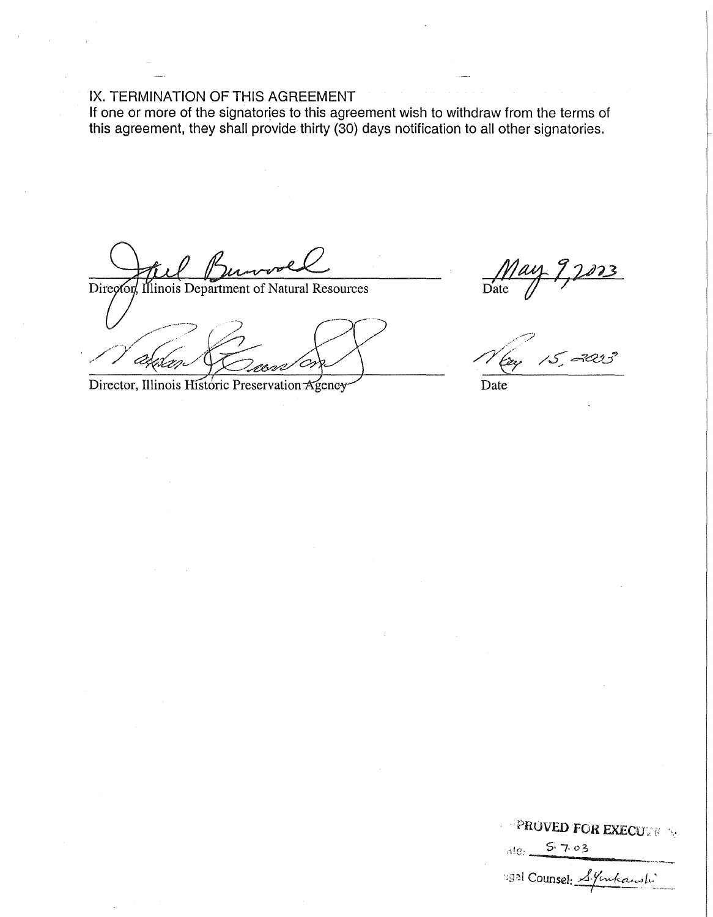## IX. TERMINATION OF THIS AGREEMENT

If one or more of the signatories to this agreement wish to withdraw from the terms of this agreement, they shall provide thirty (30) days notification to all other signatories.

Director, Illinois Department of Natural Resources — Date: May 9, 2003

Director, Illinois Historic Preservation Agency — Date: May 15, 2003

APPROVED FOR EXECUTION
Date: 5-7-03
Legal Counsel: S. Yurkanski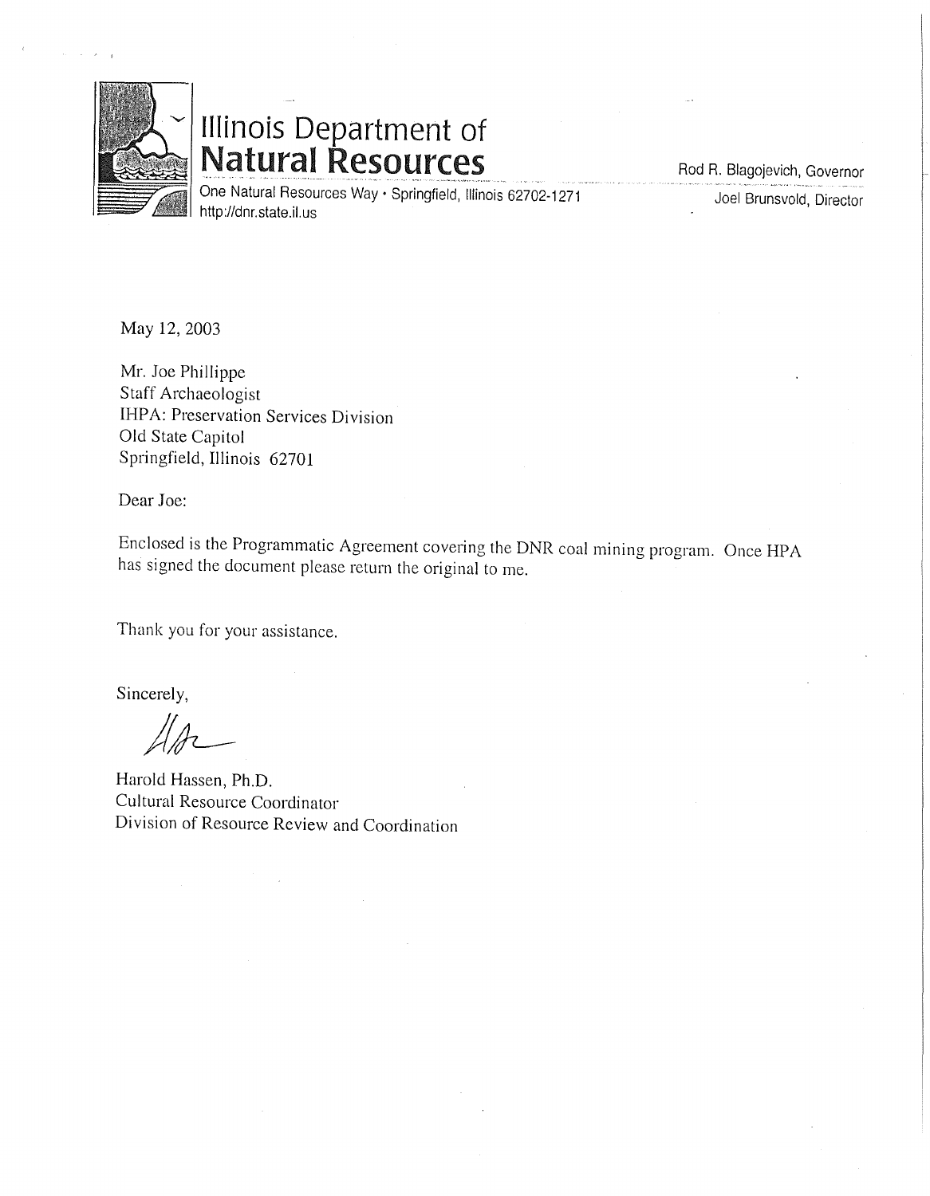# Illinois Department of **Natural Resources**

One Natural Resources Way • Springfield, Illinois 62702-1271
http://dnr.state.il.us

Rod R. Blagojevich, Governor
Joel Brunsvold, Director

May 12, 2003

Mr. Joe Phillippe
Staff Archaeologist
IHPA: Preservation Services Division
Old State Capitol
Springfield, Illinois 62701

Dear Joe:

Enclosed is the Programmatic Agreement covering the DNR coal mining program. Once HPA has signed the document please return the original to me.

Thank you for your assistance.

Sincerely,

Harold Hassen, Ph.D.
Cultural Resource Coordinator
Division of Resource Review and Coordination